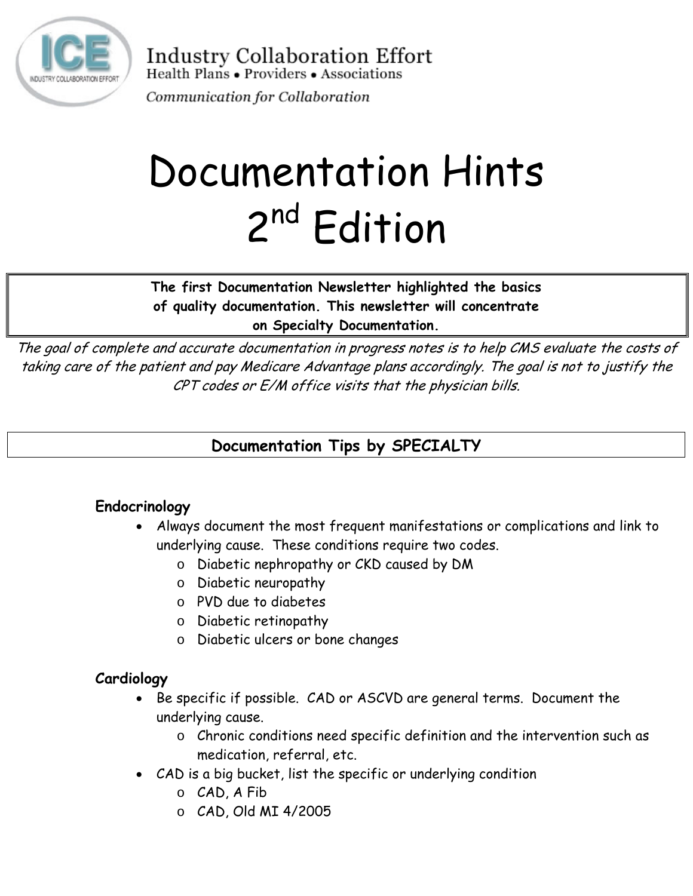Industry Collaboration Effort
Health Plans • Providers • Associations
*Communication for Collaboration*

# Documentation Hints 2nd Edition

**The first Documentation Newsletter highlighted the basics of quality documentation. This newsletter will concentrate on Specialty Documentation.**

*The goal of complete and accurate documentation in progress notes is to help CMS evaluate the costs of taking care of the patient and pay Medicare Advantage plans accordingly. The goal is not to justify the CPT codes or E/M office visits that the physician bills.*

## Documentation Tips by SPECIALTY

### Endocrinology

- Always document the most frequent manifestations or complications and link to underlying cause. These conditions require two codes.
  - Diabetic nephropathy or CKD caused by DM
  - Diabetic neuropathy
  - PVD due to diabetes
  - Diabetic retinopathy
  - Diabetic ulcers or bone changes

### Cardiology

- Be specific if possible. CAD or ASCVD are general terms. Document the underlying cause.
  - Chronic conditions need specific definition and the intervention such as medication, referral, etc.
- CAD is a big bucket, list the specific or underlying condition
  - CAD, A Fib
  - CAD, Old MI 4/2005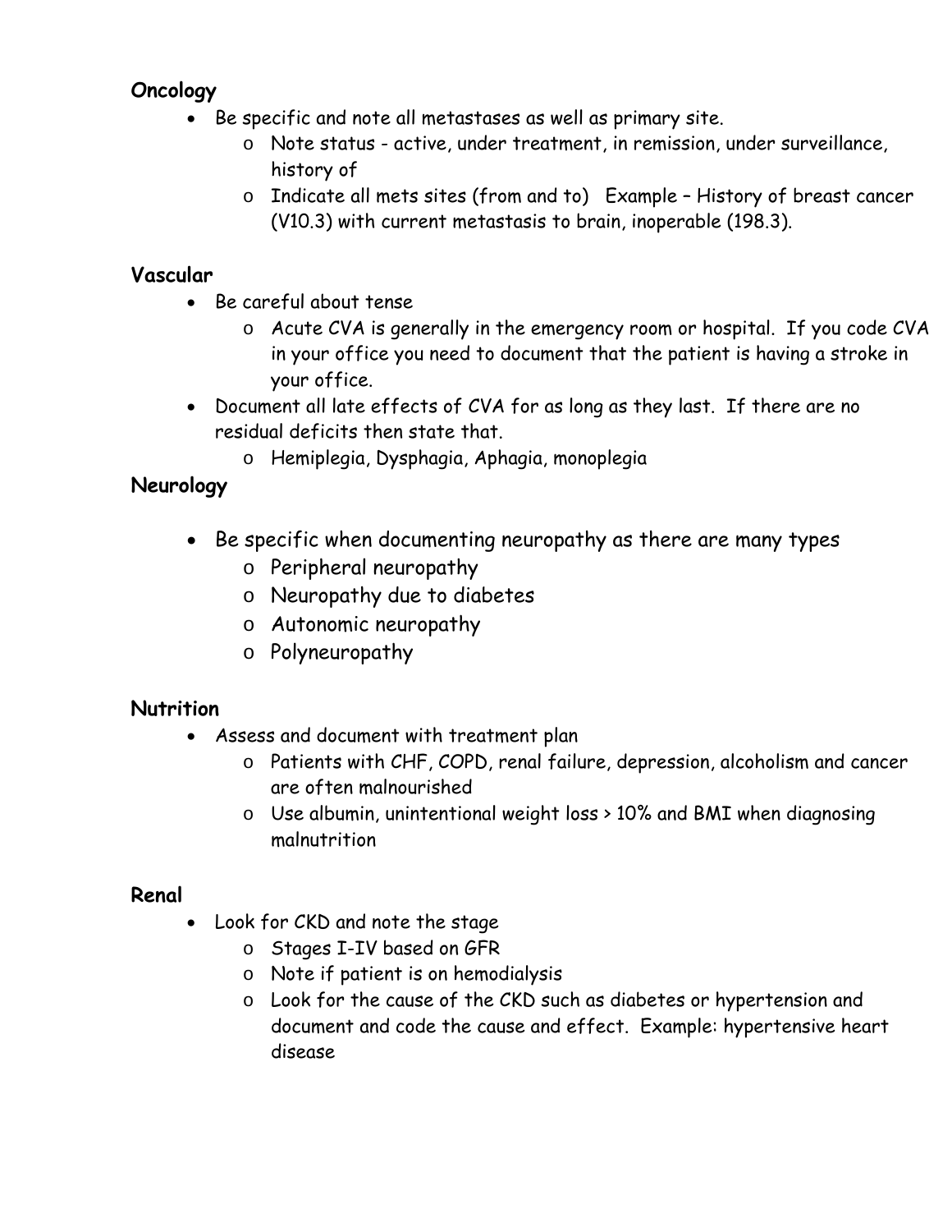## Oncology

- Be specific and note all metastases as well as primary site.
  - Note status - active, under treatment, in remission, under surveillance, history of
  - Indicate all mets sites (from and to) Example – History of breast cancer (V10.3) with current metastasis to brain, inoperable (198.3).

## Vascular

- Be careful about tense
  - Acute CVA is generally in the emergency room or hospital. If you code CVA in your office you need to document that the patient is having a stroke in your office.
- Document all late effects of CVA for as long as they last. If there are no residual deficits then state that.
  - Hemiplegia, Dysphagia, Aphagia, monoplegia

## Neurology

- Be specific when documenting neuropathy as there are many types
  - Peripheral neuropathy
  - Neuropathy due to diabetes
  - Autonomic neuropathy
  - Polyneuropathy

## Nutrition

- Assess and document with treatment plan
  - Patients with CHF, COPD, renal failure, depression, alcoholism and cancer are often malnourished
  - Use albumin, unintentional weight loss > 10% and BMI when diagnosing malnutrition

## Renal

- Look for CKD and note the stage
  - Stages I-IV based on GFR
  - Note if patient is on hemodialysis
  - Look for the cause of the CKD such as diabetes or hypertension and document and code the cause and effect. Example: hypertensive heart disease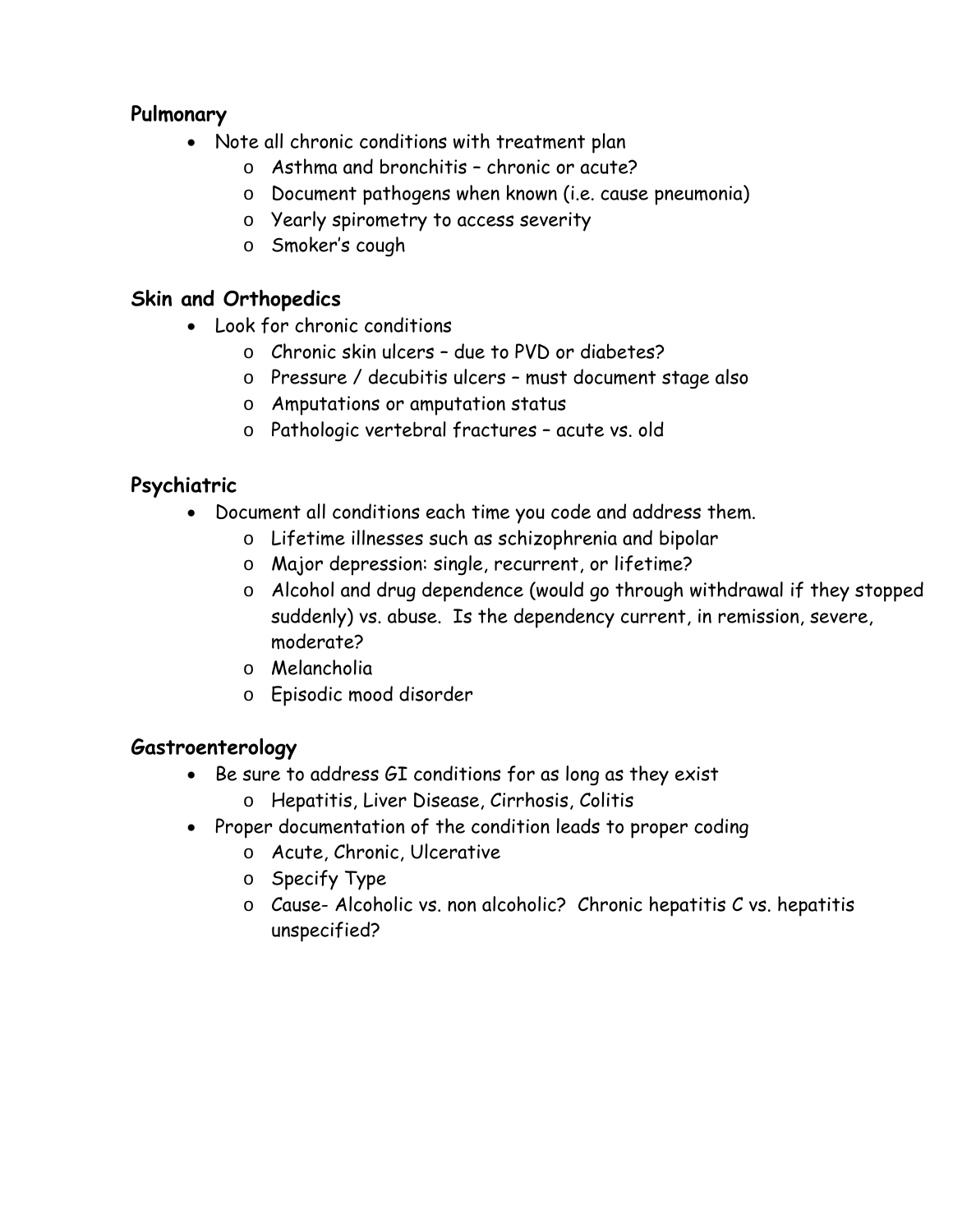**Pulmonary**

- Note all chronic conditions with treatment plan
  - Asthma and bronchitis – chronic or acute?
  - Document pathogens when known (i.e. cause pneumonia)
  - Yearly spirometry to access severity
  - Smoker's cough

**Skin and Orthopedics**

- Look for chronic conditions
  - Chronic skin ulcers – due to PVD or diabetes?
  - Pressure / decubitis ulcers – must document stage also
  - Amputations or amputation status
  - Pathologic vertebral fractures – acute vs. old

**Psychiatric**

- Document all conditions each time you code and address them.
  - Lifetime illnesses such as schizophrenia and bipolar
  - Major depression: single, recurrent, or lifetime?
  - Alcohol and drug dependence (would go through withdrawal if they stopped suddenly) vs. abuse. Is the dependency current, in remission, severe, moderate?
  - Melancholia
  - Episodic mood disorder

**Gastroenterology**

- Be sure to address GI conditions for as long as they exist
  - Hepatitis, Liver Disease, Cirrhosis, Colitis
- Proper documentation of the condition leads to proper coding
  - Acute, Chronic, Ulcerative
  - Specify Type
  - Cause- Alcoholic vs. non alcoholic? Chronic hepatitis C vs. hepatitis unspecified?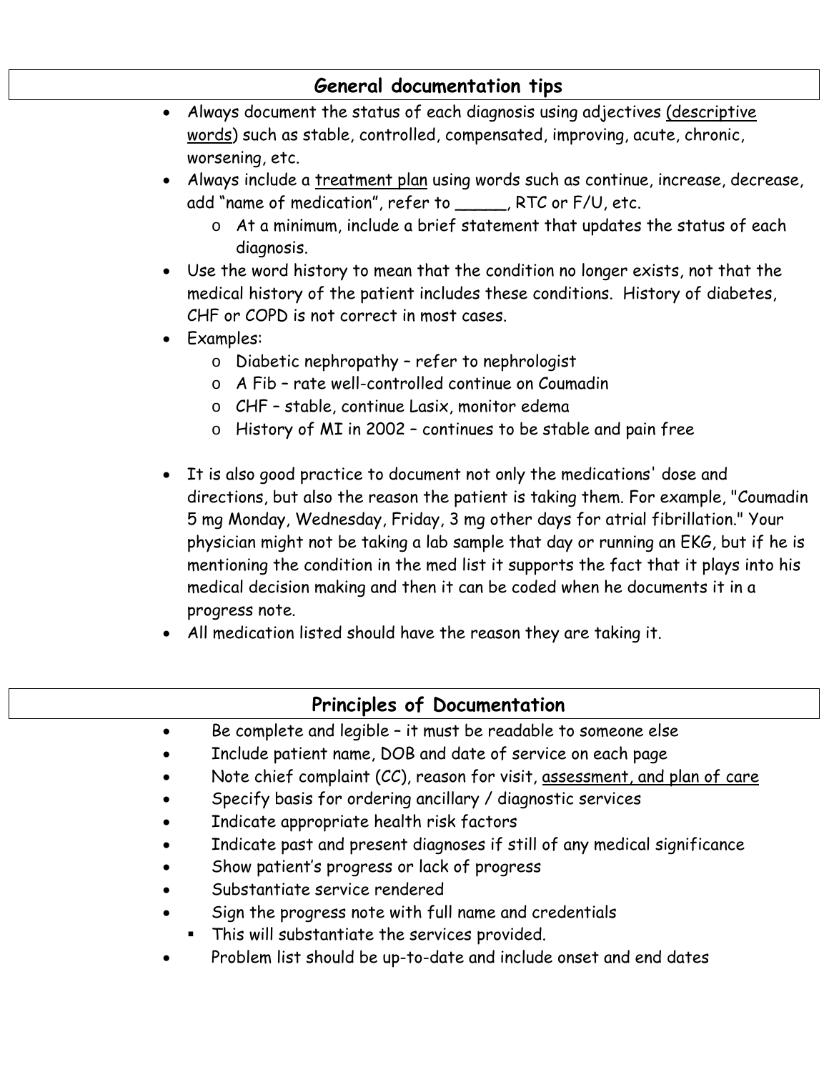## General documentation tips

- Always document the status of each diagnosis using adjectives <u>(descriptive words)</u> such as stable, controlled, compensated, improving, acute, chronic, worsening, etc.
- Always include a <u>treatment plan</u> using words such as continue, increase, decrease, add "name of medication", refer to _____, RTC or F/U, etc.
  - At a minimum, include a brief statement that updates the status of each diagnosis.
- Use the word history to mean that the condition no longer exists, not that the medical history of the patient includes these conditions. History of diabetes, CHF or COPD is not correct in most cases.
- Examples:
  - Diabetic nephropathy – refer to nephrologist
  - A Fib – rate well-controlled continue on Coumadin
  - CHF – stable, continue Lasix, monitor edema
  - History of MI in 2002 – continues to be stable and pain free

- It is also good practice to document not only the medications' dose and directions, but also the reason the patient is taking them. For example, "Coumadin 5 mg Monday, Wednesday, Friday, 3 mg other days for atrial fibrillation." Your physician might not be taking a lab sample that day or running an EKG, but if he is mentioning the condition in the med list it supports the fact that it plays into his medical decision making and then it can be coded when he documents it in a progress note.
- All medication listed should have the reason they are taking it.

## Principles of Documentation

- Be complete and legible – it must be readable to someone else
- Include patient name, DOB and date of service on each page
- Note chief complaint (CC), reason for visit, <u>assessment, and plan of care</u>
- Specify basis for ordering ancillary / diagnostic services
- Indicate appropriate health risk factors
- Indicate past and present diagnoses if still of any medical significance
- Show patient's progress or lack of progress
- Substantiate service rendered
- Sign the progress note with full name and credentials
  - This will substantiate the services provided.
- Problem list should be up-to-date and include onset and end dates